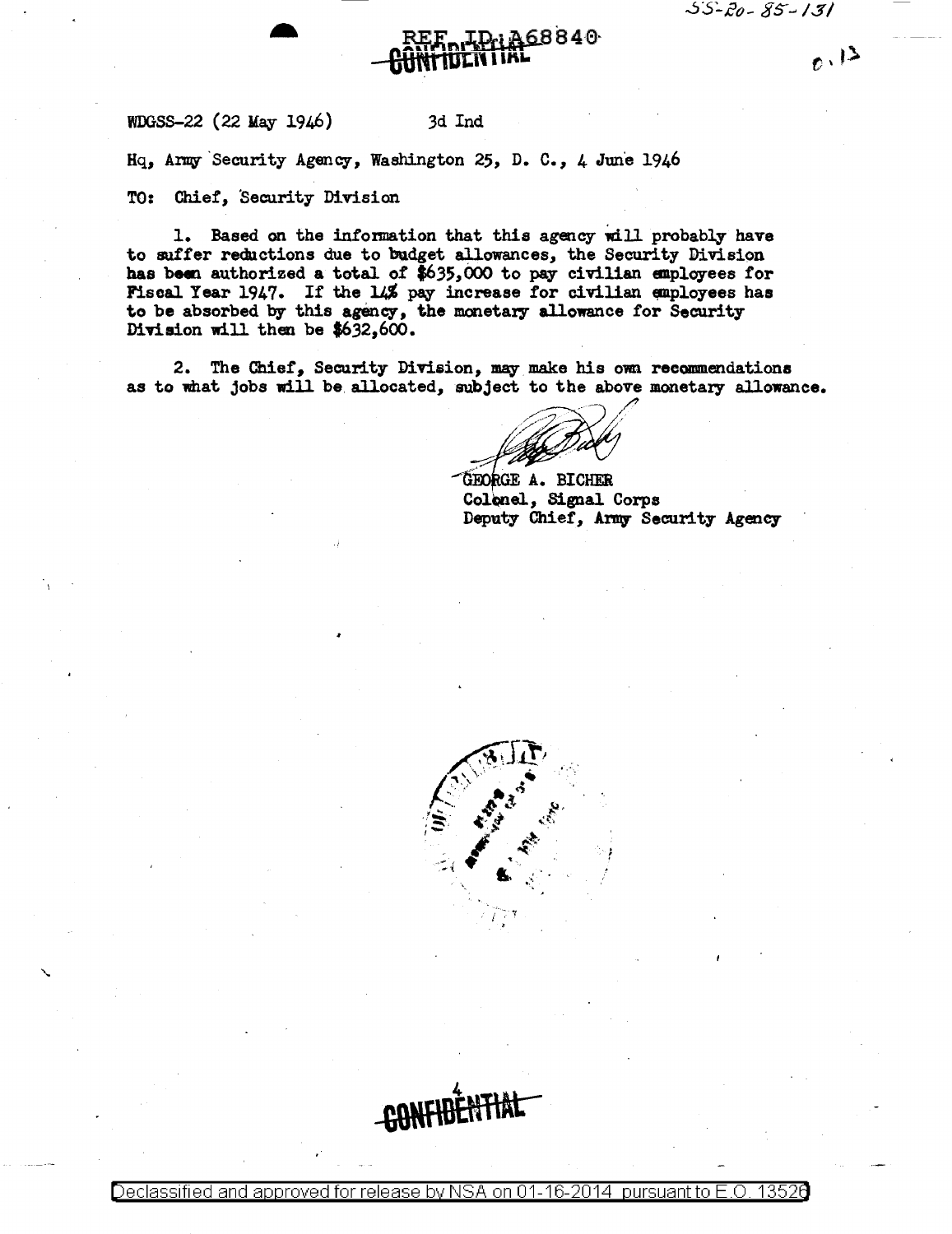REF ID:A68840

CONFIDENTIAL

WDGSS-22 (22 May 1946) 3d Ind

Hq, Army Security Agency, Washington 25, D. C., 4 June 1946

TO: Chief, Security Division

1. Based on the information that this agency will probably have to suffer reductions due to budget allowances, the Security Division has been authorized a total of $635,000 to pay civilian employees for Fiscal Year 1947. If the 14% pay increase for civilian employees has to be absorbed by this agency, the monetary allowance for Security Division will then be $632,600.

2. The Chief, Security Division, may make his own recommendations as to what jobs will be allocated, subject to the above monetary allowance.

GEORGE A. BICHER
Colonel, Signal Corps
Deputy Chief, Army Security Agency

CONFIDENTIAL

Declassified and approved for release by NSA on 01-16-2014 pursuant to E.O. 13526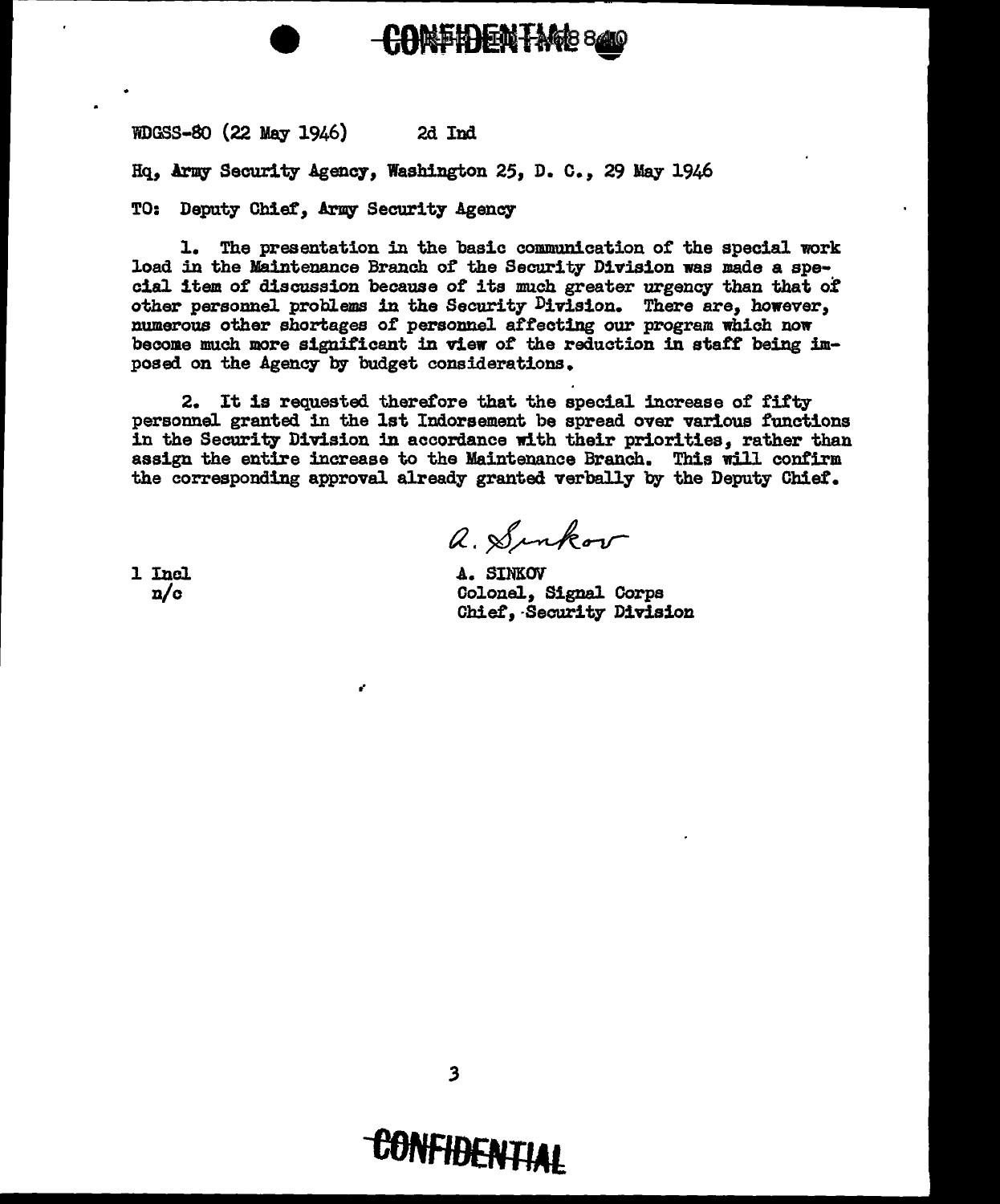CONFIDENTIAL

WDGSS-80 (22 May 1946)     2d Ind

Hq, Army Security Agency, Washington 25, D. C., 29 May 1946

TO: Deputy Chief, Army Security Agency

1. The presentation in the basic communication of the special work load in the Maintenance Branch of the Security Division was made a special item of discussion because of its much greater urgency than that of other personnel problems in the Security Division. There are, however, numerous other shortages of personnel affecting our program which now become much more significant in view of the reduction in staff being imposed on the Agency by budget considerations.

2. It is requested therefore that the special increase of fifty personnel granted in the 1st Indorsement be spread over various functions in the Security Division in accordance with their priorities, rather than assign the entire increase to the Maintenance Branch. This will confirm the corresponding approval already granted verbally by the Deputy Chief.

A. Sinkov

1 Incl
n/c

A. SINKOV
Colonel, Signal Corps
Chief, Security Division

CONFIDENTIAL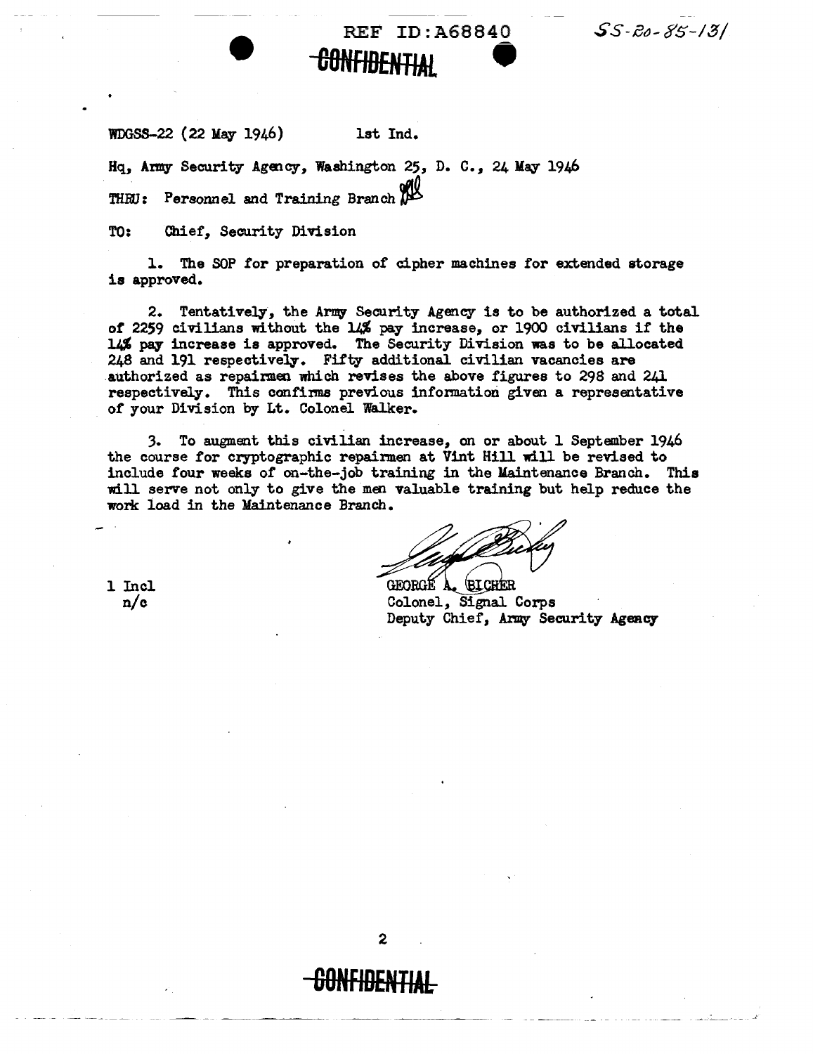REF ID:A68840

SS-20-85-131

CONFIDENTIAL

WDGSS-22 (22 May 1946) 1st Ind.

Hq, Army Security Agency, Washington 25, D. C., 24 May 1946

THRU: Personnel and Training Branch

TO: Chief, Security Division

1. The SOP for preparation of cipher machines for extended storage is approved.

2. Tentatively, the Army Security Agency is to be authorized a total of 2259 civilians without the 14% pay increase, or 1900 civilians if the 14% pay increase is approved. The Security Division was to be allocated 248 and 191 respectively. Fifty additional civilian vacancies are authorized as repairmen which revises the above figures to 298 and 241 respectively. This confirms previous information given a representative of your Division by Lt. Colonel Walker.

3. To augment this civilian increase, on or about 1 September 1946 the course for cryptographic repairmen at Vint Hill will be revised to include four weeks of on-the-job training in the Maintenance Branch. This will serve not only to give the men valuable training but help reduce the work load in the Maintenance Branch.

1 Incl
n/c

GEORGE A. BICHER
Colonel, Signal Corps
Deputy Chief, Army Security Agency

CONFIDENTIAL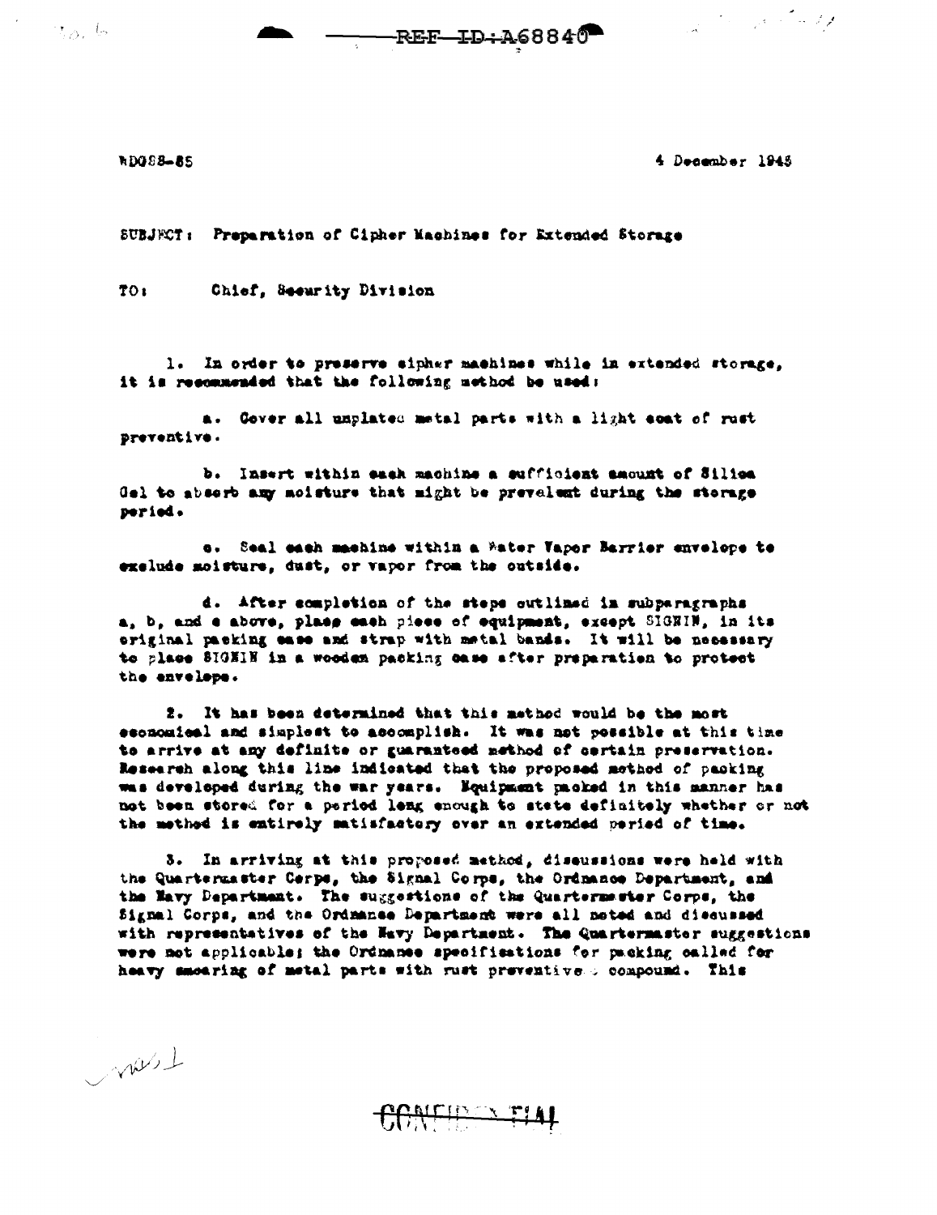WDGSS-85

4 December 1945

SUBJECT: Preparation of Cipher Machines for Extended Storage

TO: Chief, Security Division

1. In order to preserve cipher machines while in extended storage, it is recommended that the following method be used:

a. Cover all unplated metal parts with a light coat of rust preventive.

b. Insert within each machine a sufficient amount of Silica Gel to absorb any moisture that might be prevalent during the storage period.

c. Seal each machine within a Water Vapor Barrier envelope to exclude moisture, dust, or vapor from the outside.

d. After completion of the steps outlined in subparagraphs a, b, and c above, place each piece of equipment, except SIGNIN, in its original packing case and strap with metal bands. It will be necessary to place SIGNIN in a wooden packing case after preparation to protect the envelope.

2. It has been determined that this method would be the most economical and simplest to accomplish. It was not possible at this time to arrive at any definite or guaranteed method of certain preservation. Research along this line indicated that the proposed method of packing was developed during the war years. Equipment packed in this manner has not been stored for a period long enough to state definitely whether or not the method is entirely satisfactory over an extended period of time.

3. In arriving at this proposed method, discussions were held with the Quartermaster Corps, the Signal Corps, the Ordnance Department, and the Navy Department. The suggestions of the Quartermaster Corps, the Signal Corps, and the Ordnance Department were all noted and discussed with representatives of the Navy Department. The Quartermaster suggestions were not applicable; the Ordnance specifications for packing called for heavy smearing of metal parts with rust preventive compound. This

CONFIDENTIAL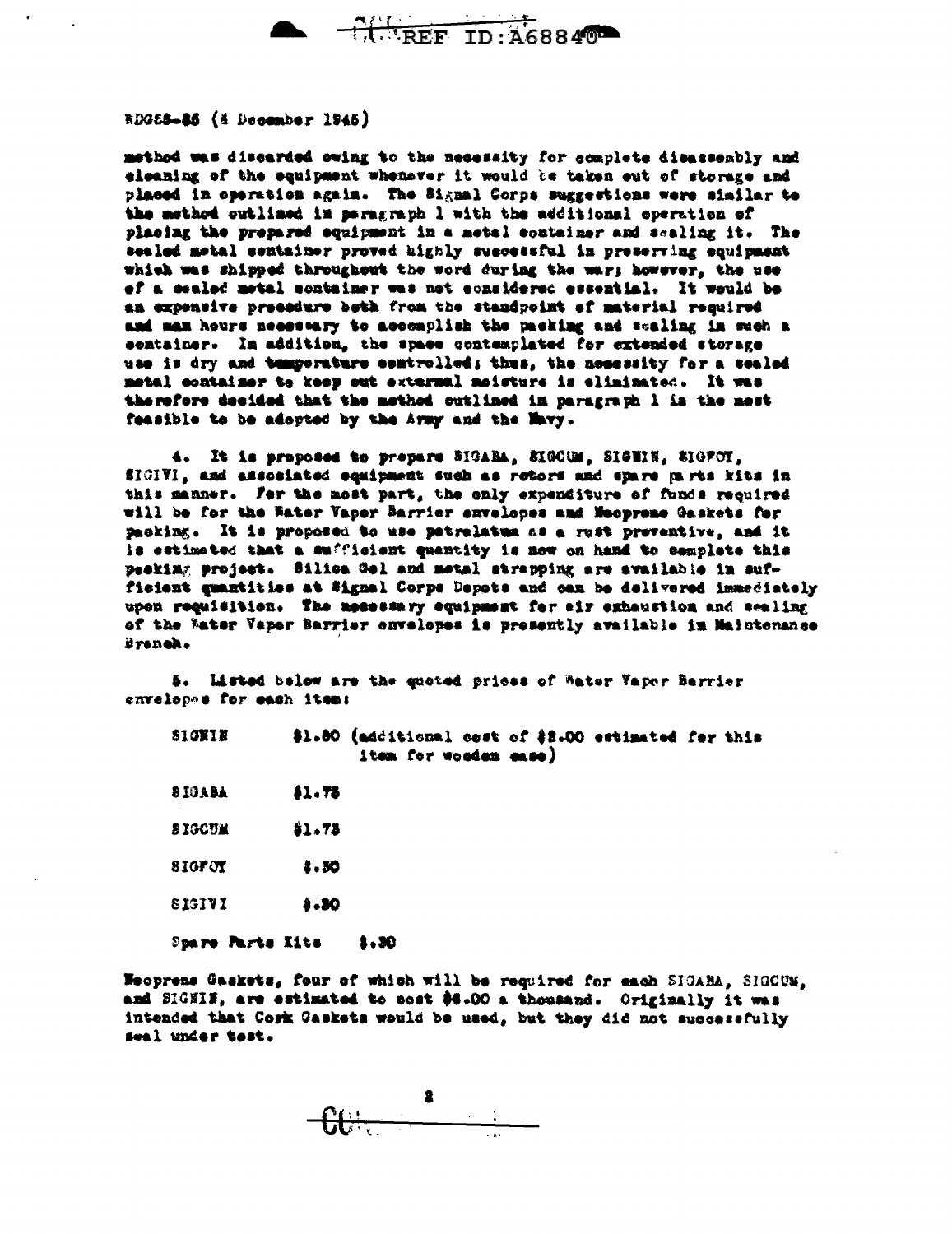SDGSS-86 (4 December 1946)

method was discarded owing to the necessity for complete disassembly and cleaning of the equipment whenever it would be taken out of storage and placed in operation again. The Signal Corps suggestions were similar to the method outlined in paragraph 1 with the additional operation of placing the prepared equipment in a metal container and sealing it. The sealed metal container proved highly successful in preserving equipment which was shipped throughout the word during the war; however, the use of a sealed metal container was not considered essential. It would be an expensive procedure both from the standpoint of material required and man hours necessary to accomplish the packing and sealing in such a container. In addition, the space contemplated for extended storage use is dry and temperature controlled; thus, the necessity for a sealed metal container to keep out external moisture is eliminated. It was therefore decided that the method outlined in paragraph 1 is the most feasible to be adopted by the Army and the Navy.

4. It is proposed to prepare SIGABA, SIGCUM, SIGNIN, SIGFOY, SIGIVI, and associated equipment such as rotors and spare parts kits in this manner. For the most part, the only expenditure of funds required will be for the Water Vapor Barrier envelopes and Neoprene Gaskets for packing. It is proposed to use petrolatum as a rust preventive, and it is estimated that a sufficient quantity is now on hand to complete this packing project. Silica Gel and metal strapping are available in sufficient quantities at Signal Corps Depots and can be delivered immediately upon requisition. The necessary equipment for air exhaustion and sealing of the Water Vapor Barrier envelopes is presently available in Maintenance Branch.

5. Listed below are the quoted prices of Water Vapor Barrier envelopes for each item:

| | |
|---|---|
| SIGNIN | $1.80 (additional cost of $2.00 estimated for this item for wooden case) |
| SIGABA | $1.75 |
| SIGCUM | $1.75 |
| SIGFOY | $.30 |
| SIGIVI | $.30 |
| Spare Parts Kits | $.30 |

Neoprene Gaskets, four of which will be required for each SIGABA, SIGCUM, and SIGNIN, are estimated to cost $6.00 a thousand. Originally it was intended that Cork Gaskets would be used, but they did not successfully seal under test.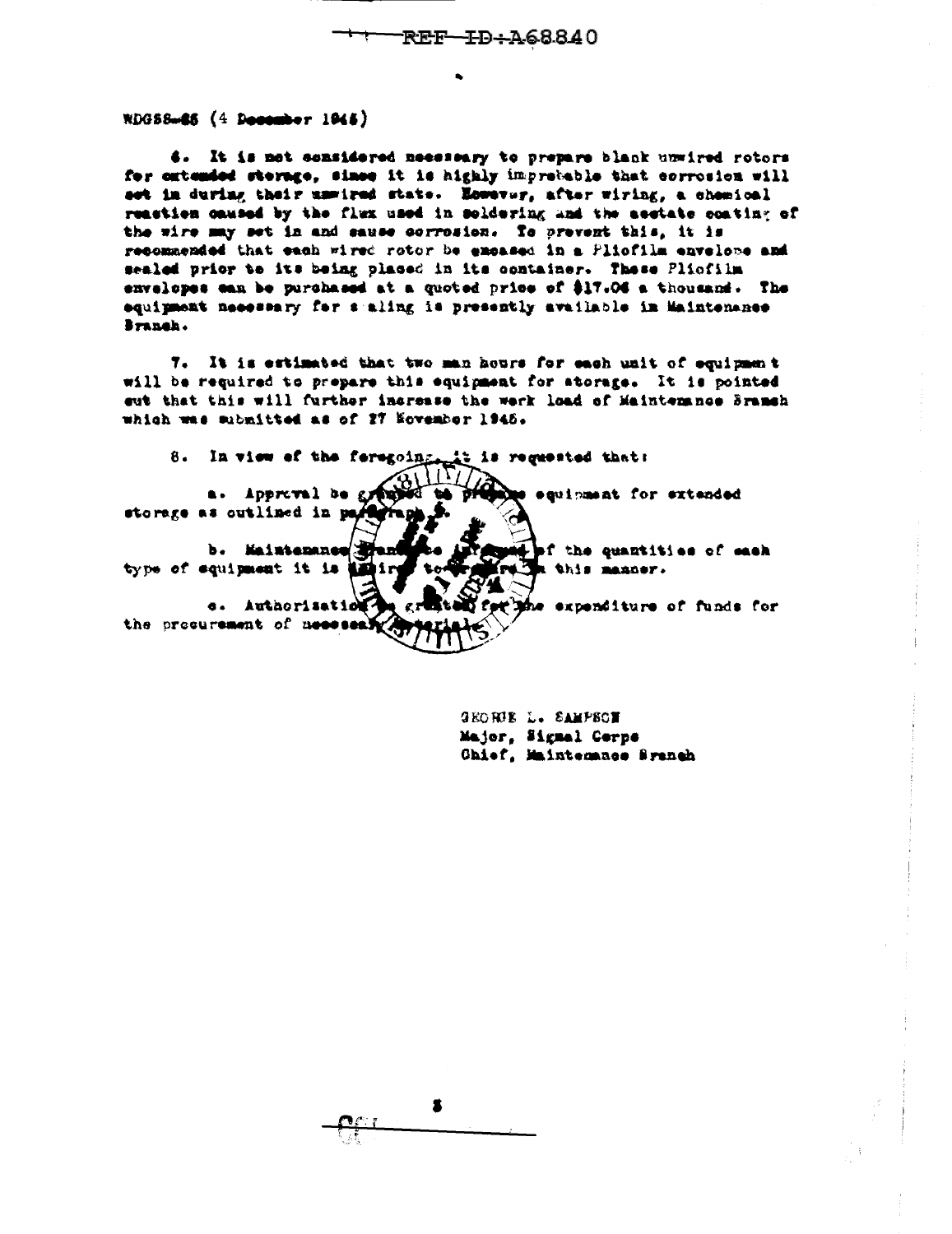WDGSS-85 (4 December 1945)

6. It is not considered necessary to prepare blank unwired rotors for extended storage, since it is highly improbable that corrosion will set in during their unwired state. However, after wiring, a chemical reaction caused by the flux used in soldering and the acetate coating of the wire may set in and cause corrosion. To prevent this, it is recommended that each wired rotor be encased in a Pliofilm envelope and sealed prior to its being placed in its container. These Pliofilm envelopes can be purchased at a quoted price of $17.06 a thousand. The equipment necessary for sealing is presently available in Maintenance Branch.

7. It is estimated that two man hours for each unit of equipment will be required to prepare this equipment for storage. It is pointed out that this will further increase the work load of Maintenance Branch which was submitted as of 27 November 1945.

8. In view of the foregoing, it is requested that:

a. Approval be granted to prepare equipment for extended storage as outlined in paragraph 5.

b. Maintenance Branch be informed of the quantities of each type of equipment it is desired to prepare in this manner.

c. Authorization be granted for the expenditure of funds for the procurement of necessary materials.

GEORGE L. SAMPSON
Major, Signal Corps
Chief, Maintenance Branch